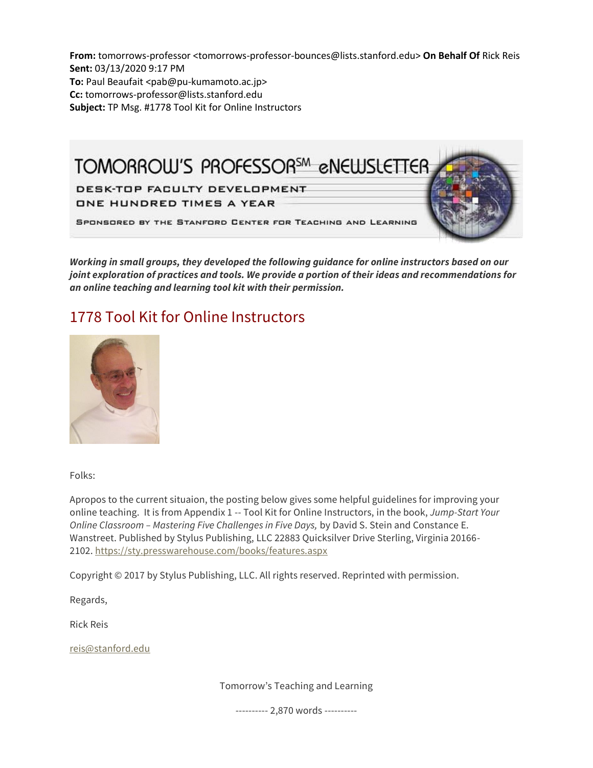**From:** tomorrows-professor <tomorrows-professor-bounces@lists.stanford.edu> **On Behalf Of** Rick Reis
**Sent:** 03/13/2020 9:17 PM
**To:** Paul Beaufait <pab@pu-kumamoto.ac.jp>
**Cc:** tomorrows-professor@lists.stanford.edu
**Subject:** TP Msg. #1778 Tool Kit for Online Instructors

TOMORROW'S PROFESSOR℠ eNEWSLETTER

DESK-TOP FACULTY DEVELOPMENT
ONE HUNDRED TIMES A YEAR

SPONSORED BY THE STANFORD CENTER FOR TEACHING AND LEARNING

***Working in small groups, they developed the following guidance for online instructors based on our joint exploration of practices and tools. We provide a portion of their ideas and recommendations for an online teaching and learning tool kit with their permission.***

# 1778 Tool Kit for Online Instructors

Folks:

Apropos to the current situaion, the posting below gives some helpful guidelines for improving your online teaching. It is from Appendix 1 -- Tool Kit for Online Instructors, in the book, *Jump-Start Your Online Classroom – Mastering Five Challenges in Five Days,* by David S. Stein and Constance E. Wanstreet. Published by Stylus Publishing, LLC 22883 Quicksilver Drive Sterling, Virginia 20166-2102. https://sty.presswarehouse.com/books/features.aspx

Copyright © 2017 by Stylus Publishing, LLC. All rights reserved. Reprinted with permission.

Regards,

Rick Reis

reis@stanford.edu

Tomorrow's Teaching and Learning

---------- 2,870 words ----------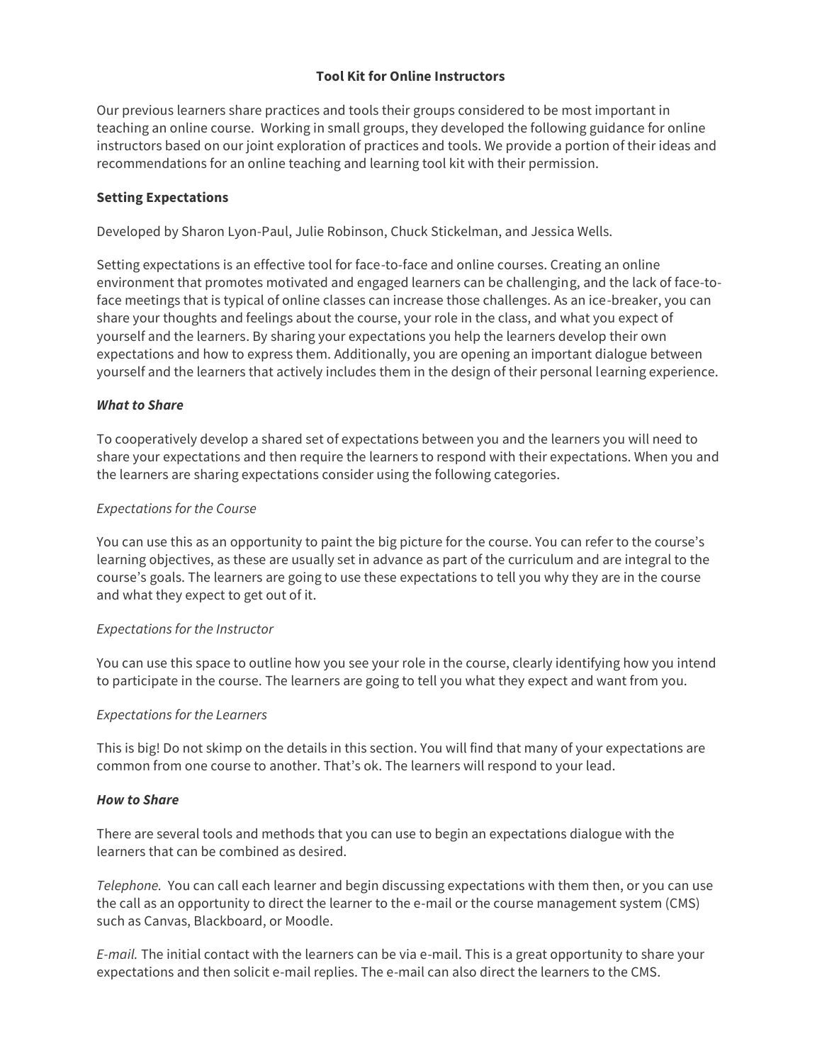# Tool Kit for Online Instructors

Our previous learners share practices and tools their groups considered to be most important in teaching an online course. Working in small groups, they developed the following guidance for online instructors based on our joint exploration of practices and tools. We provide a portion of their ideas and recommendations for an online teaching and learning tool kit with their permission.

## Setting Expectations

Developed by Sharon Lyon-Paul, Julie Robinson, Chuck Stickelman, and Jessica Wells.

Setting expectations is an effective tool for face-to-face and online courses. Creating an online environment that promotes motivated and engaged learners can be challenging, and the lack of face-to-face meetings that is typical of online classes can increase those challenges. As an ice-breaker, you can share your thoughts and feelings about the course, your role in the class, and what you expect of yourself and the learners. By sharing your expectations you help the learners develop their own expectations and how to express them. Additionally, you are opening an important dialogue between yourself and the learners that actively includes them in the design of their personal learning experience.

### *What to Share*

To cooperatively develop a shared set of expectations between you and the learners you will need to share your expectations and then require the learners to respond with their expectations. When you and the learners are sharing expectations consider using the following categories.

*Expectations for the Course*

You can use this as an opportunity to paint the big picture for the course. You can refer to the course's learning objectives, as these are usually set in advance as part of the curriculum and are integral to the course's goals. The learners are going to use these expectations to tell you why they are in the course and what they expect to get out of it.

*Expectations for the Instructor*

You can use this space to outline how you see your role in the course, clearly identifying how you intend to participate in the course. The learners are going to tell you what they expect and want from you.

*Expectations for the Learners*

This is big! Do not skimp on the details in this section. You will find that many of your expectations are common from one course to another. That's ok. The learners will respond to your lead.

### *How to Share*

There are several tools and methods that you can use to begin an expectations dialogue with the learners that can be combined as desired.

*Telephone.* You can call each learner and begin discussing expectations with them then, or you can use the call as an opportunity to direct the learner to the e-mail or the course management system (CMS) such as Canvas, Blackboard, or Moodle.

*E-mail.* The initial contact with the learners can be via e-mail. This is a great opportunity to share your expectations and then solicit e-mail replies. The e-mail can also direct the learners to the CMS.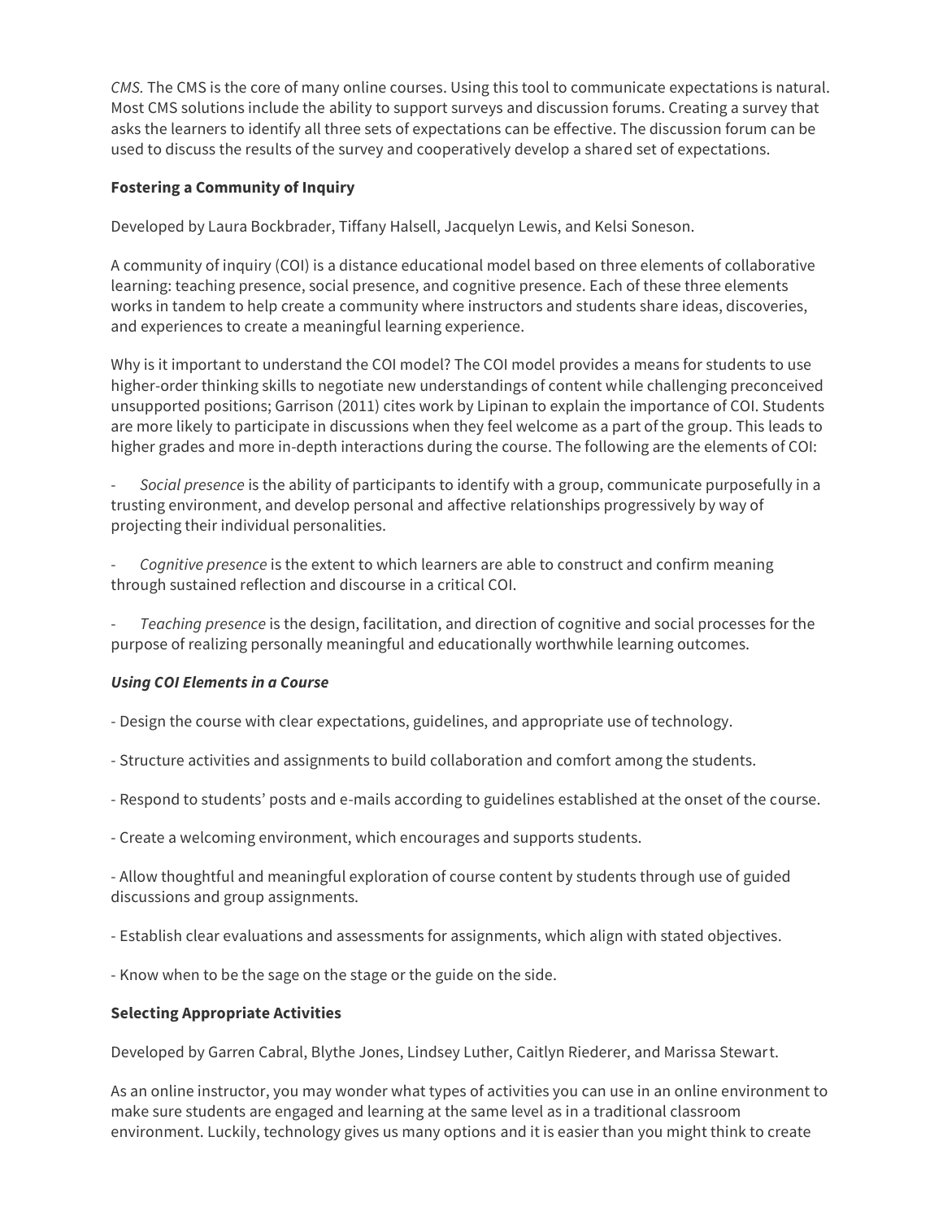*CMS.* The CMS is the core of many online courses. Using this tool to communicate expectations is natural. Most CMS solutions include the ability to support surveys and discussion forums. Creating a survey that asks the learners to identify all three sets of expectations can be effective. The discussion forum can be used to discuss the results of the survey and cooperatively develop a shared set of expectations.

### Fostering a Community of Inquiry

Developed by Laura Bockbrader, Tiffany Halsell, Jacquelyn Lewis, and Kelsi Soneson.

A community of inquiry (COI) is a distance educational model based on three elements of collaborative learning: teaching presence, social presence, and cognitive presence. Each of these three elements works in tandem to help create a community where instructors and students share ideas, discoveries, and experiences to create a meaningful learning experience.

Why is it important to understand the COI model? The COI model provides a means for students to use higher-order thinking skills to negotiate new understandings of content while challenging preconceived unsupported positions; Garrison (2011) cites work by Lipinan to explain the importance of COI. Students are more likely to participate in discussions when they feel welcome as a part of the group. This leads to higher grades and more in-depth interactions during the course. The following are the elements of COI:

- *Social presence* is the ability of participants to identify with a group, communicate purposefully in a trusting environment, and develop personal and affective relationships progressively by way of projecting their individual personalities.

- *Cognitive presence* is the extent to which learners are able to construct and confirm meaning through sustained reflection and discourse in a critical COI.

- *Teaching presence* is the design, facilitation, and direction of cognitive and social processes for the purpose of realizing personally meaningful and educationally worthwhile learning outcomes.

#### *Using COI Elements in a Course*

- Design the course with clear expectations, guidelines, and appropriate use of technology.

- Structure activities and assignments to build collaboration and comfort among the students.

- Respond to students' posts and e-mails according to guidelines established at the onset of the course.

- Create a welcoming environment, which encourages and supports students.

- Allow thoughtful and meaningful exploration of course content by students through use of guided discussions and group assignments.

- Establish clear evaluations and assessments for assignments, which align with stated objectives.

- Know when to be the sage on the stage or the guide on the side.

### Selecting Appropriate Activities

Developed by Garren Cabral, Blythe Jones, Lindsey Luther, Caitlyn Riederer, and Marissa Stewart.

As an online instructor, you may wonder what types of activities you can use in an online environment to make sure students are engaged and learning at the same level as in a traditional classroom environment. Luckily, technology gives us many options and it is easier than you might think to create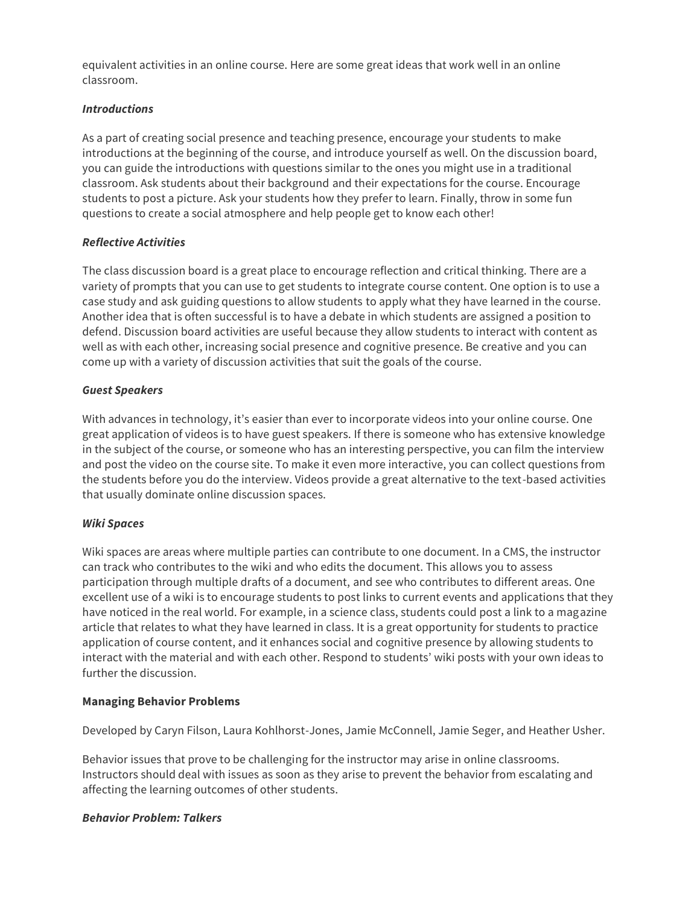equivalent activities in an online course. Here are some great ideas that work well in an online classroom.

***Introductions***

As a part of creating social presence and teaching presence, encourage your students to make introductions at the beginning of the course, and introduce yourself as well. On the discussion board, you can guide the introductions with questions similar to the ones you might use in a traditional classroom. Ask students about their background and their expectations for the course. Encourage students to post a picture. Ask your students how they prefer to learn. Finally, throw in some fun questions to create a social atmosphere and help people get to know each other!

***Reflective Activities***

The class discussion board is a great place to encourage reflection and critical thinking. There are a variety of prompts that you can use to get students to integrate course content. One option is to use a case study and ask guiding questions to allow students to apply what they have learned in the course. Another idea that is often successful is to have a debate in which students are assigned a position to defend. Discussion board activities are useful because they allow students to interact with content as well as with each other, increasing social presence and cognitive presence. Be creative and you can come up with a variety of discussion activities that suit the goals of the course.

***Guest Speakers***

With advances in technology, it's easier than ever to incorporate videos into your online course. One great application of videos is to have guest speakers. If there is someone who has extensive knowledge in the subject of the course, or someone who has an interesting perspective, you can film the interview and post the video on the course site. To make it even more interactive, you can collect questions from the students before you do the interview. Videos provide a great alternative to the text-based activities that usually dominate online discussion spaces.

***Wiki Spaces***

Wiki spaces are areas where multiple parties can contribute to one document. In a CMS, the instructor can track who contributes to the wiki and who edits the document. This allows you to assess participation through multiple drafts of a document, and see who contributes to different areas. One excellent use of a wiki is to encourage students to post links to current events and applications that they have noticed in the real world. For example, in a science class, students could post a link to a magazine article that relates to what they have learned in class. It is a great opportunity for students to practice application of course content, and it enhances social and cognitive presence by allowing students to interact with the material and with each other. Respond to students' wiki posts with your own ideas to further the discussion.

**Managing Behavior Problems**

Developed by Caryn Filson, Laura Kohlhorst-Jones, Jamie McConnell, Jamie Seger, and Heather Usher.

Behavior issues that prove to be challenging for the instructor may arise in online classrooms. Instructors should deal with issues as soon as they arise to prevent the behavior from escalating and affecting the learning outcomes of other students.

***Behavior Problem: Talkers***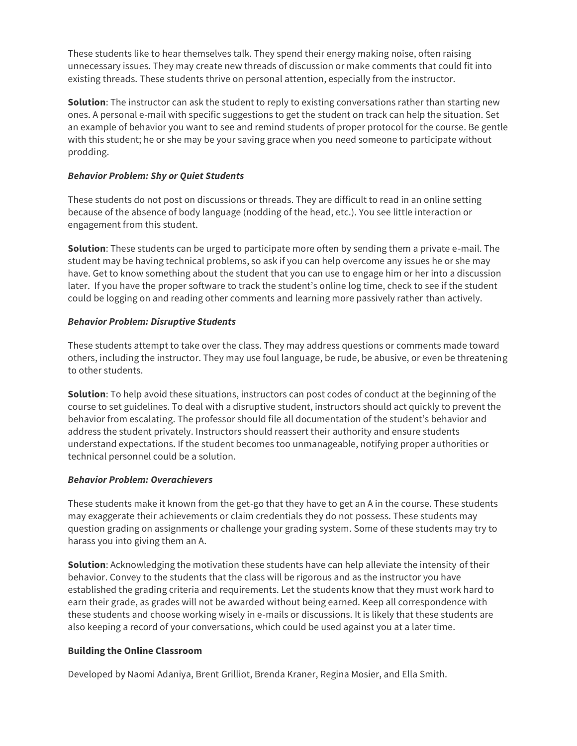These students like to hear themselves talk. They spend their energy making noise, often raising unnecessary issues. They may create new threads of discussion or make comments that could fit into existing threads. These students thrive on personal attention, especially from the instructor.

**Solution**: The instructor can ask the student to reply to existing conversations rather than starting new ones. A personal e-mail with specific suggestions to get the student on track can help the situation. Set an example of behavior you want to see and remind students of proper protocol for the course. Be gentle with this student; he or she may be your saving grace when you need someone to participate without prodding.

***Behavior Problem: Shy or Quiet Students***

These students do not post on discussions or threads. They are difficult to read in an online setting because of the absence of body language (nodding of the head, etc.). You see little interaction or engagement from this student.

**Solution**: These students can be urged to participate more often by sending them a private e-mail. The student may be having technical problems, so ask if you can help overcome any issues he or she may have. Get to know something about the student that you can use to engage him or her into a discussion later. If you have the proper software to track the student's online log time, check to see if the student could be logging on and reading other comments and learning more passively rather than actively.

***Behavior Problem: Disruptive Students***

These students attempt to take over the class. They may address questions or comments made toward others, including the instructor. They may use foul language, be rude, be abusive, or even be threatening to other students.

**Solution**: To help avoid these situations, instructors can post codes of conduct at the beginning of the course to set guidelines. To deal with a disruptive student, instructors should act quickly to prevent the behavior from escalating. The professor should file all documentation of the student's behavior and address the student privately. Instructors should reassert their authority and ensure students understand expectations. If the student becomes too unmanageable, notifying proper authorities or technical personnel could be a solution.

***Behavior Problem: Overachievers***

These students make it known from the get-go that they have to get an A in the course. These students may exaggerate their achievements or claim credentials they do not possess. These students may question grading on assignments or challenge your grading system. Some of these students may try to harass you into giving them an A.

**Solution**: Acknowledging the motivation these students have can help alleviate the intensity of their behavior. Convey to the students that the class will be rigorous and as the instructor you have established the grading criteria and requirements. Let the students know that they must work hard to earn their grade, as grades will not be awarded without being earned. Keep all correspondence with these students and choose working wisely in e-mails or discussions. It is likely that these students are also keeping a record of your conversations, which could be used against you at a later time.

**Building the Online Classroom**

Developed by Naomi Adaniya, Brent Grilliot, Brenda Kraner, Regina Mosier, and Ella Smith.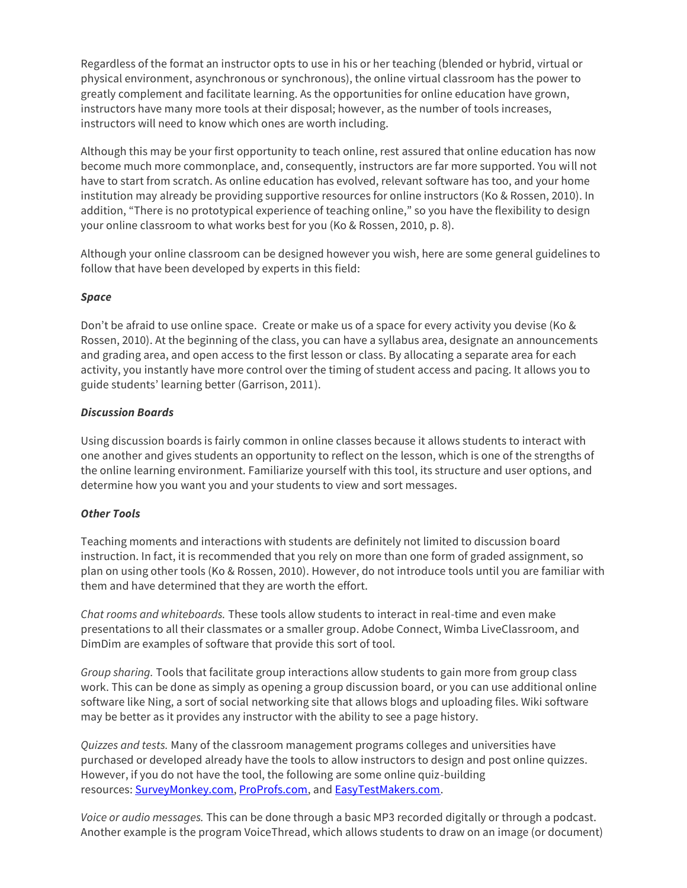Regardless of the format an instructor opts to use in his or her teaching (blended or hybrid, virtual or physical environment, asynchronous or synchronous), the online virtual classroom has the power to greatly complement and facilitate learning. As the opportunities for online education have grown, instructors have many more tools at their disposal; however, as the number of tools increases, instructors will need to know which ones are worth including.

Although this may be your first opportunity to teach online, rest assured that online education has now become much more commonplace, and, consequently, instructors are far more supported. You will not have to start from scratch. As online education has evolved, relevant software has too, and your home institution may already be providing supportive resources for online instructors (Ko & Rossen, 2010). In addition, "There is no prototypical experience of teaching online," so you have the flexibility to design your online classroom to what works best for you (Ko & Rossen, 2010, p. 8).

Although your online classroom can be designed however you wish, here are some general guidelines to follow that have been developed by experts in this field:

***Space***

Don't be afraid to use online space. Create or make us of a space for every activity you devise (Ko & Rossen, 2010). At the beginning of the class, you can have a syllabus area, designate an announcements and grading area, and open access to the first lesson or class. By allocating a separate area for each activity, you instantly have more control over the timing of student access and pacing. It allows you to guide students' learning better (Garrison, 2011).

***Discussion Boards***

Using discussion boards is fairly common in online classes because it allows students to interact with one another and gives students an opportunity to reflect on the lesson, which is one of the strengths of the online learning environment. Familiarize yourself with this tool, its structure and user options, and determine how you want you and your students to view and sort messages.

***Other Tools***

Teaching moments and interactions with students are definitely not limited to discussion board instruction. In fact, it is recommended that you rely on more than one form of graded assignment, so plan on using other tools (Ko & Rossen, 2010). However, do not introduce tools until you are familiar with them and have determined that they are worth the effort.

*Chat rooms and whiteboards.* These tools allow students to interact in real-time and even make presentations to all their classmates or a smaller group. Adobe Connect, Wimba LiveClassroom, and DimDim are examples of software that provide this sort of tool.

*Group sharing.* Tools that facilitate group interactions allow students to gain more from group class work. This can be done as simply as opening a group discussion board, or you can use additional online software like Ning, a sort of social networking site that allows blogs and uploading files. Wiki software may be better as it provides any instructor with the ability to see a page history.

*Quizzes and tests.* Many of the classroom management programs colleges and universities have purchased or developed already have the tools to allow instructors to design and post online quizzes. However, if you do not have the tool, the following are some online quiz-building resources: SurveyMonkey.com, ProProfs.com, and EasyTestMakers.com.

*Voice or audio messages.* This can be done through a basic MP3 recorded digitally or through a podcast. Another example is the program VoiceThread, which allows students to draw on an image (or document)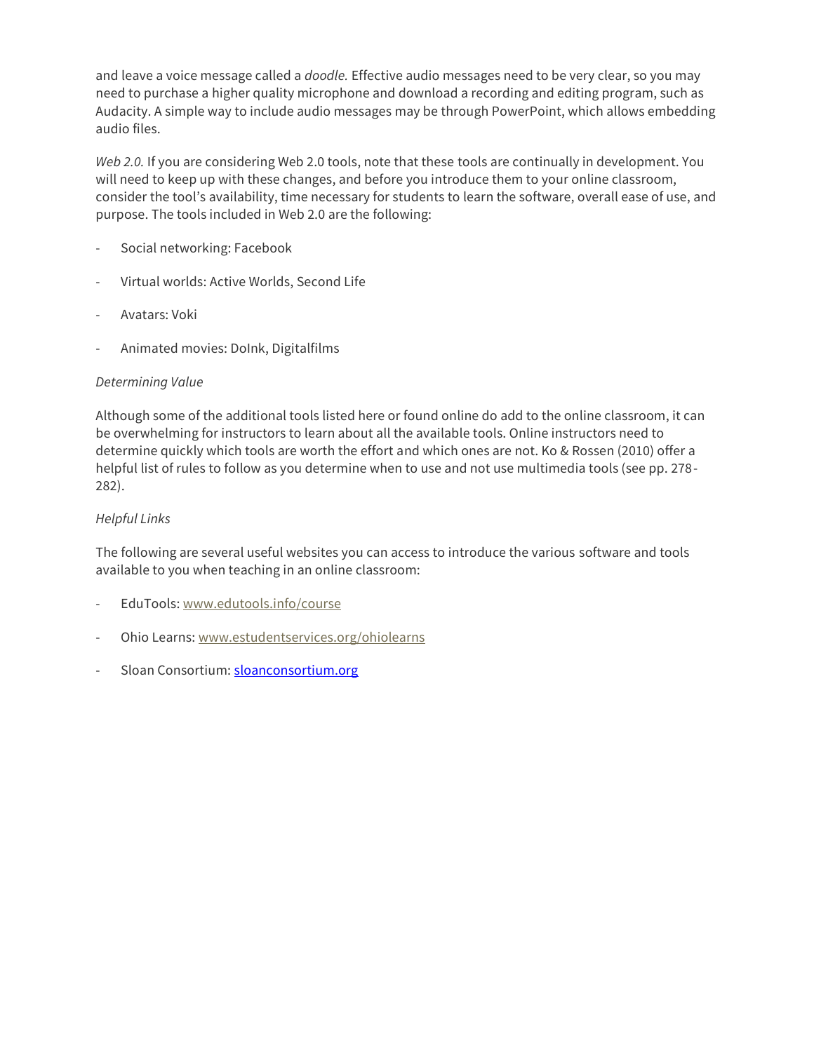and leave a voice message called a *doodle.* Effective audio messages need to be very clear, so you may need to purchase a higher quality microphone and download a recording and editing program, such as Audacity. A simple way to include audio messages may be through PowerPoint, which allows embedding audio files.

*Web 2.0.* If you are considering Web 2.0 tools, note that these tools are continually in development. You will need to keep up with these changes, and before you introduce them to your online classroom, consider the tool's availability, time necessary for students to learn the software, overall ease of use, and purpose. The tools included in Web 2.0 are the following:

- Social networking: Facebook
- Virtual worlds: Active Worlds, Second Life
- Avatars: Voki
- Animated movies: DoInk, Digitalfilms

*Determining Value*

Although some of the additional tools listed here or found online do add to the online classroom, it can be overwhelming for instructors to learn about all the available tools. Online instructors need to determine quickly which tools are worth the effort and which ones are not. Ko & Rossen (2010) offer a helpful list of rules to follow as you determine when to use and not use multimedia tools (see pp. 278-282).

*Helpful Links*

The following are several useful websites you can access to introduce the various software and tools available to you when teaching in an online classroom:

- EduTools: [www.edutools.info/course](http://www.edutools.info/course)
- Ohio Learns: [www.estudentservices.org/ohiolearns](http://www.estudentservices.org/ohiolearns)
- Sloan Consortium: [sloanconsortium.org](http://sloanconsortium.org)